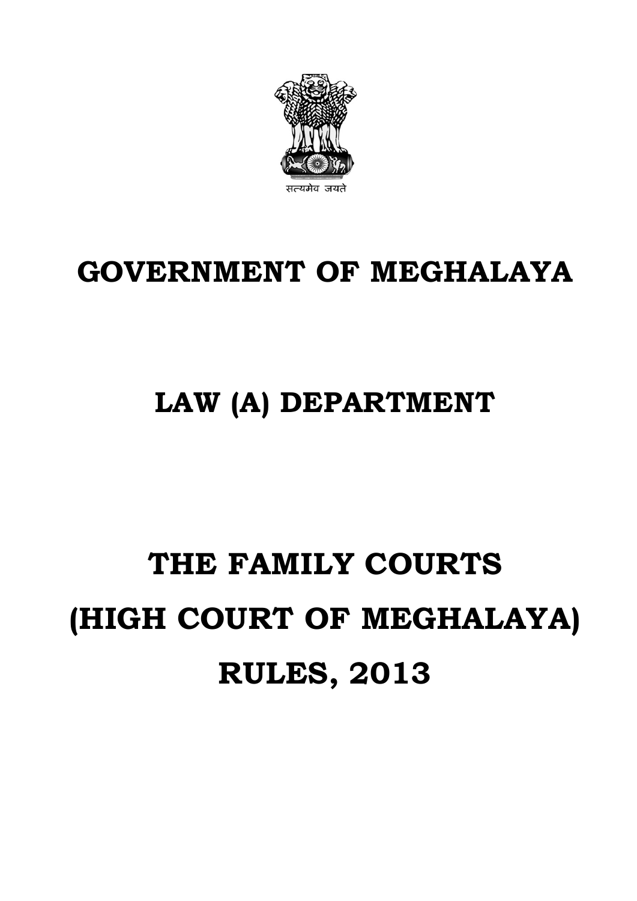सत्यमेव जयते

# GOVERNMENT OF MEGHALAYA

## LAW (A) DEPARTMENT

# THE FAMILY COURTS (HIGH COURT OF MEGHALAYA) RULES, 2013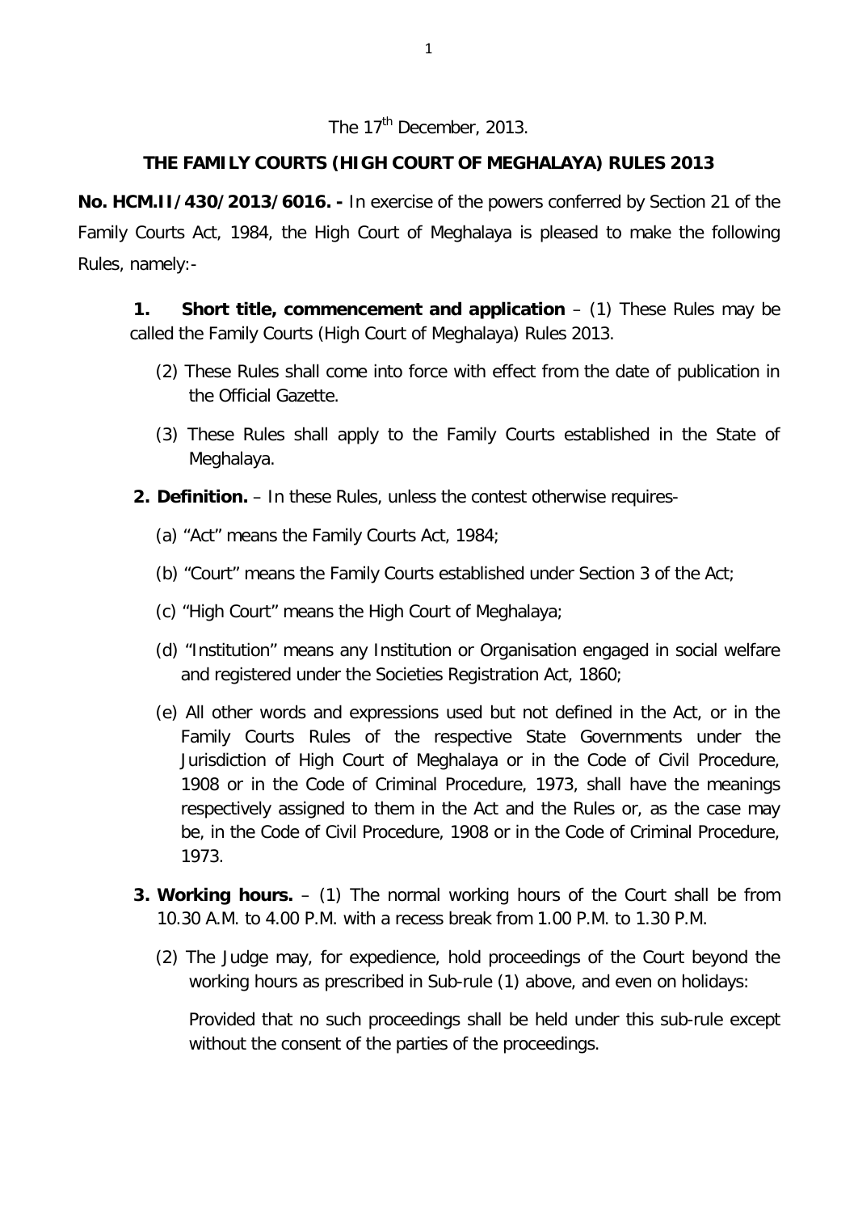The 17th December, 2013.

## THE FAMILY COURTS (HIGH COURT OF MEGHALAYA) RULES 2013

**No. HCM.II/430/2013/6016. -** In exercise of the powers conferred by Section 21 of the Family Courts Act, 1984, the High Court of Meghalaya is pleased to make the following Rules, namely:-

**1. Short title, commencement and application** – (1) These Rules may be called the Family Courts (High Court of Meghalaya) Rules 2013.

(2) These Rules shall come into force with effect from the date of publication in the Official Gazette.

(3) These Rules shall apply to the Family Courts established in the State of Meghalaya.

**2. Definition.** – In these Rules, unless the contest otherwise requires-

(a) "Act" means the Family Courts Act, 1984;

(b) "Court" means the Family Courts established under Section 3 of the Act;

(c) "High Court" means the High Court of Meghalaya;

(d) "Institution" means any Institution or Organisation engaged in social welfare and registered under the Societies Registration Act, 1860;

(e) All other words and expressions used but not defined in the Act, or in the Family Courts Rules of the respective State Governments under the Jurisdiction of High Court of Meghalaya or in the Code of Civil Procedure, 1908 or in the Code of Criminal Procedure, 1973, shall have the meanings respectively assigned to them in the Act and the Rules or, as the case may be, in the Code of Civil Procedure, 1908 or in the Code of Criminal Procedure, 1973.

**3. Working hours.** – (1) The normal working hours of the Court shall be from 10.30 A.M. to 4.00 P.M. with a recess break from 1.00 P.M. to 1.30 P.M.

(2) The Judge may, for expedience, hold proceedings of the Court beyond the working hours as prescribed in Sub-rule (1) above, and even on holidays:

Provided that no such proceedings shall be held under this sub-rule except without the consent of the parties of the proceedings.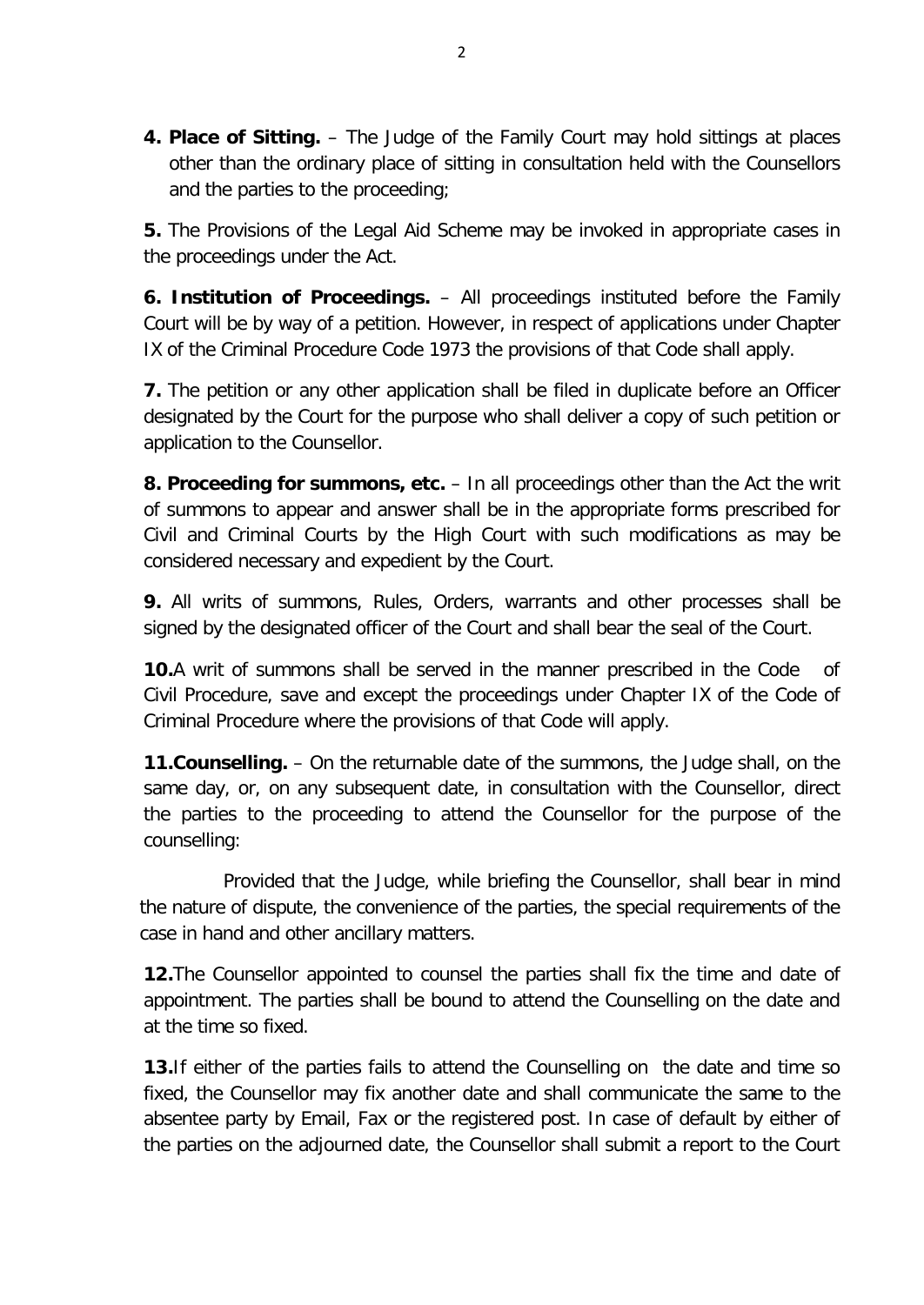**4. Place of Sitting.** – The Judge of the Family Court may hold sittings at places other than the ordinary place of sitting in consultation held with the Counsellors and the parties to the proceeding;

**5.** The Provisions of the Legal Aid Scheme may be invoked in appropriate cases in the proceedings under the Act.

**6. Institution of Proceedings.** – All proceedings instituted before the Family Court will be by way of a petition. However, in respect of applications under Chapter IX of the Criminal Procedure Code 1973 the provisions of that Code shall apply.

**7.** The petition or any other application shall be filed in duplicate before an Officer designated by the Court for the purpose who shall deliver a copy of such petition or application to the Counsellor.

**8. Proceeding for summons, etc.** – In all proceedings other than the Act the writ of summons to appear and answer shall be in the appropriate forms prescribed for Civil and Criminal Courts by the High Court with such modifications as may be considered necessary and expedient by the Court.

**9.** All writs of summons, Rules, Orders, warrants and other processes shall be signed by the designated officer of the Court and shall bear the seal of the Court.

**10.** A writ of summons shall be served in the manner prescribed in the Code of Civil Procedure, save and except the proceedings under Chapter IX of the Code of Criminal Procedure where the provisions of that Code will apply.

**11. Counselling.** – On the returnable date of the summons, the Judge shall, on the same day, or, on any subsequent date, in consultation with the Counsellor, direct the parties to the proceeding to attend the Counsellor for the purpose of the counselling:

Provided that the Judge, while briefing the Counsellor, shall bear in mind the nature of dispute, the convenience of the parties, the special requirements of the case in hand and other ancillary matters.

**12.** The Counsellor appointed to counsel the parties shall fix the time and date of appointment. The parties shall be bound to attend the Counselling on the date and at the time so fixed.

**13.** If either of the parties fails to attend the Counselling on the date and time so fixed, the Counsellor may fix another date and shall communicate the same to the absentee party by Email, Fax or the registered post. In case of default by either of the parties on the adjourned date, the Counsellor shall submit a report to the Court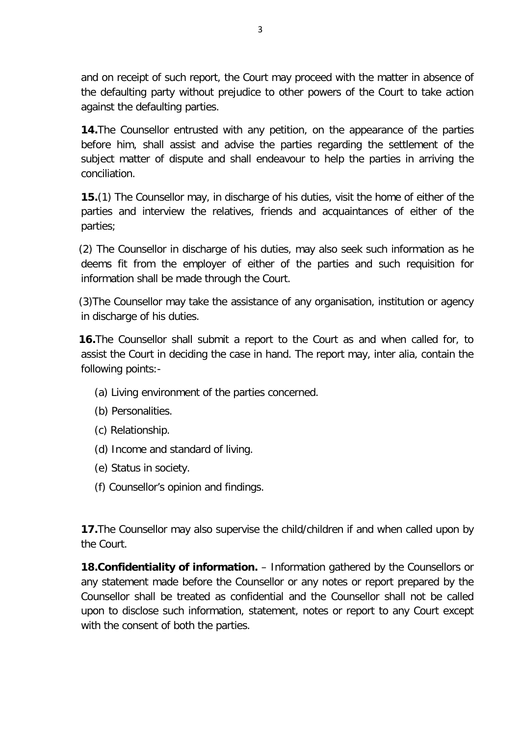and on receipt of such report, the Court may proceed with the matter in absence of the defaulting party without prejudice to other powers of the Court to take action against the defaulting parties.

**14.**The Counsellor entrusted with any petition, on the appearance of the parties before him, shall assist and advise the parties regarding the settlement of the subject matter of dispute and shall endeavour to help the parties in arriving the conciliation.

**15.**(1) The Counsellor may, in discharge of his duties, visit the home of either of the parties and interview the relatives, friends and acquaintances of either of the parties;

(2) The Counsellor in discharge of his duties, may also seek such information as he deems fit from the employer of either of the parties and such requisition for information shall be made through the Court.

(3)The Counsellor may take the assistance of any organisation, institution or agency in discharge of his duties.

**16.**The Counsellor shall submit a report to the Court as and when called for, to assist the Court in deciding the case in hand. The report may, inter alia, contain the following points:-

(a) Living environment of the parties concerned.

(b) Personalities.

(c) Relationship.

(d) Income and standard of living.

(e) Status in society.

(f) Counsellor's opinion and findings.

**17.**The Counsellor may also supervise the child/children if and when called upon by the Court.

**18.Confidentiality of information.** – Information gathered by the Counsellors or any statement made before the Counsellor or any notes or report prepared by the Counsellor shall be treated as confidential and the Counsellor shall not be called upon to disclose such information, statement, notes or report to any Court except with the consent of both the parties.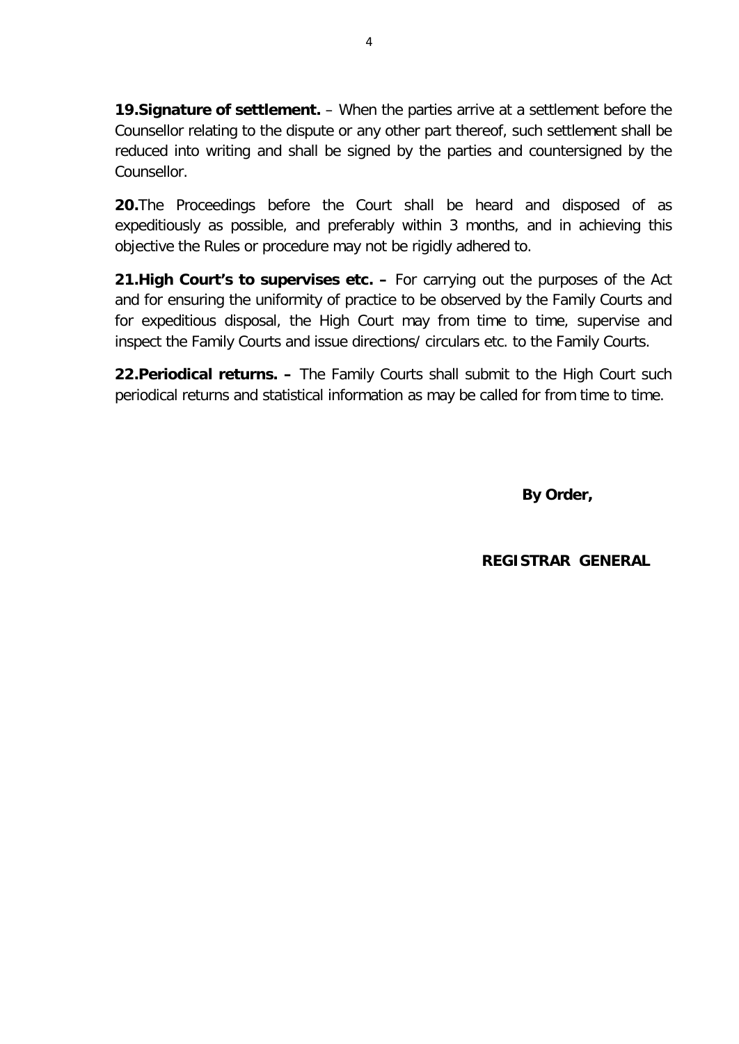**19.Signature of settlement.** – When the parties arrive at a settlement before the Counsellor relating to the dispute or any other part thereof, such settlement shall be reduced into writing and shall be signed by the parties and countersigned by the Counsellor.

**20.**The Proceedings before the Court shall be heard and disposed of as expeditiously as possible, and preferably within 3 months, and in achieving this objective the Rules or procedure may not be rigidly adhered to.

**21.High Court's to supervises etc. –** For carrying out the purposes of the Act and for ensuring the uniformity of practice to be observed by the Family Courts and for expeditious disposal, the High Court may from time to time, supervise and inspect the Family Courts and issue directions/ circulars etc. to the Family Courts.

**22.Periodical returns. –** The Family Courts shall submit to the High Court such periodical returns and statistical information as may be called for from time to time.

**By Order,**

**REGISTRAR GENERAL**